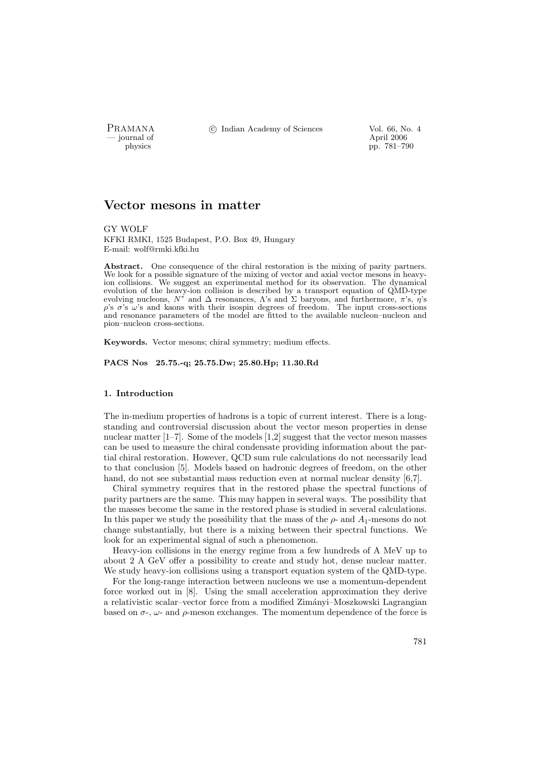# Vector mesons in matter

GY WOLF

KFKI RMKI, 1525 Budapest, P.O. Box 49, Hungary

E-mail: wolf@rmki.kfki.hu

**Abstract.** One consequence of the chiral restoration is the mixing of parity partners. We look for a possible signature of the mixing of vector and axial vector mesons in heavy-ion collisions. We suggest an experimental method for its observation. The dynamical evolution of the heavy-ion collision is described by a transport equation of QMD-type evolving nucleons, $N^*$ and $\Delta$ resonances, $\Lambda$'s and $\Sigma$ baryons, and furthermore, $\pi$'s, $\eta$'s $\rho$'s $\sigma$'s $\omega$'s and kaons with their isospin degrees of freedom. The input cross-sections and resonance parameters of the model are fitted to the available nucleon–nucleon and pion–nucleon cross-sections.

**Keywords.** Vector mesons; chiral symmetry; medium effects.

**PACS Nos 25.75.-q; 25.75.Dw; 25.80.Hp; 11.30.Rd**

## 1. Introduction

The in-medium properties of hadrons is a topic of current interest. There is a long-standing and controversial discussion about the vector meson properties in dense nuclear matter [1–7]. Some of the models [1,2] suggest that the vector meson masses can be used to measure the chiral condensate providing information about the partial chiral restoration. However, QCD sum rule calculations do not necessarily lead to that conclusion [5]. Models based on hadronic degrees of freedom, on the other hand, do not see substantial mass reduction even at normal nuclear density [6,7].

Chiral symmetry requires that in the restored phase the spectral functions of parity partners are the same. This may happen in several ways. The possibility that the masses become the same in the restored phase is studied in several calculations. In this paper we study the possibility that the mass of the $\rho$- and $A_1$-mesons do not change substantially, but there is a mixing between their spectral functions. We look for an experimental signal of such a phenomenon.

Heavy-ion collisions in the energy regime from a few hundreds of A MeV up to about 2 A GeV offer a possibility to create and study hot, dense nuclear matter. We study heavy-ion collisions using a transport equation system of the QMD-type.

For the long-range interaction between nucleons we use a momentum-dependent force worked out in [8]. Using the small acceleration approximation they derive a relativistic scalar–vector force from a modified Zimányi–Moszkowski Lagrangian based on $\sigma$-, $\omega$- and $\rho$-meson exchanges. The momentum dependence of the force is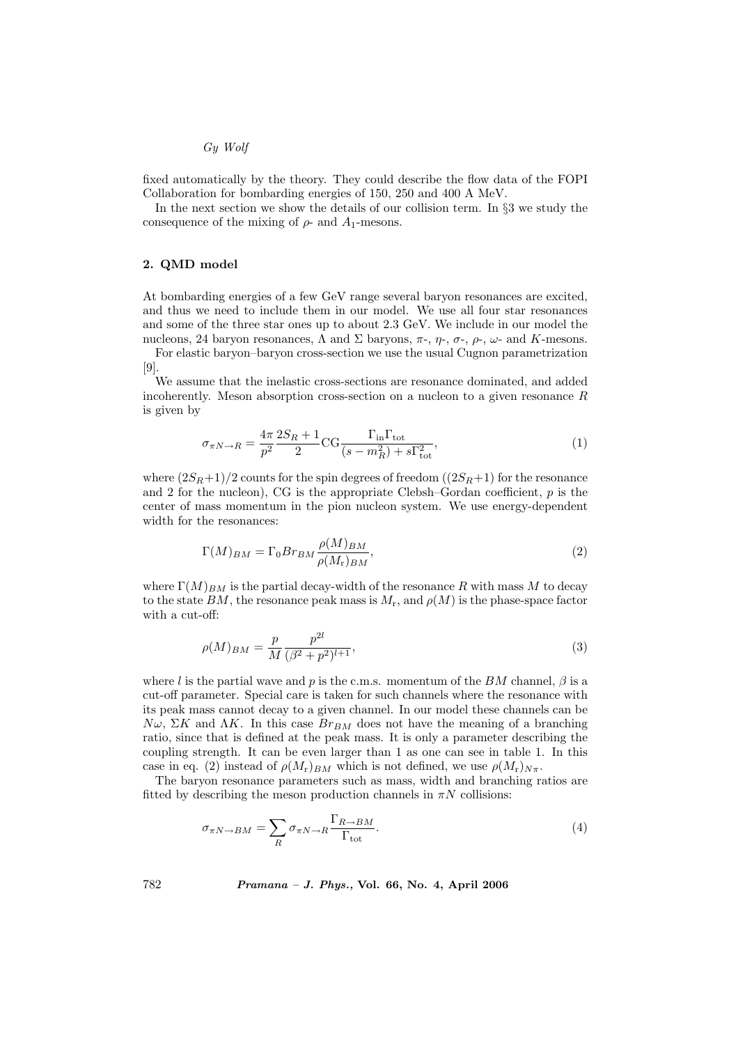fixed automatically by the theory. They could describe the flow data of the FOPI Collaboration for bombarding energies of 150, 250 and 400 A MeV.

In the next section we show the details of our collision term. In §3 we study the consequence of the mixing of $\rho$- and $A_1$-mesons.

## 2. QMD model

At bombarding energies of a few GeV range several baryon resonances are excited, and thus we need to include them in our model. We use all four star resonances and some of the three star ones up to about 2.3 GeV. We include in our model the nucleons, 24 baryon resonances, $\Lambda$ and $\Sigma$ baryons, $\pi$-, $\eta$-, $\sigma$-, $\rho$-, $\omega$- and $K$-mesons.

For elastic baryon–baryon cross-section we use the usual Cugnon parametrization [9].

We assume that the inelastic cross-sections are resonance dominated, and added incoherently. Meson absorption cross-section on a nucleon to a given resonance $R$ is given by

$$\sigma_{\pi N \to R} = \frac{4\pi}{p^2} \frac{2S_R+1}{2} \mathrm{CG} \frac{\Gamma_{\mathrm{in}} \Gamma_{\mathrm{tot}}}{(s - m_R^2) + s\Gamma_{\mathrm{tot}}^2}, \tag{1}$$

where $(2S_R+1)/2$ counts for the spin degrees of freedom ($(2S_R+1)$ for the resonance and 2 for the nucleon), CG is the appropriate Clebsh–Gordan coefficient, $p$ is the center of mass momentum in the pion nucleon system. We use energy-dependent width for the resonances:

$$\Gamma(M)_{BM} = \Gamma_0 Br_{BM} \frac{\rho(M)_{BM}}{\rho(M_{\mathrm{r}})_{BM}}, \tag{2}$$

where $\Gamma(M)_{BM}$ is the partial decay-width of the resonance $R$ with mass $M$ to decay to the state $BM$, the resonance peak mass is $M_{\mathrm{r}}$, and $\rho(M)$ is the phase-space factor with a cut-off:

$$\rho(M)_{BM} = \frac{p}{M} \frac{p^{2l}}{(\beta^2 + p^2)^{l+1}}, \tag{3}$$

where $l$ is the partial wave and $p$ is the c.m.s. momentum of the $BM$ channel, $\beta$ is a cut-off parameter. Special care is taken for such channels where the resonance with its peak mass cannot decay to a given channel. In our model these channels can be $N\omega$, $\Sigma K$ and $\Lambda K$. In this case $Br_{BM}$ does not have the meaning of a branching ratio, since that is defined at the peak mass. It is only a parameter describing the coupling strength. It can be even larger than 1 as one can see in table 1. In this case in eq. (2) instead of $\rho(M_{\mathrm{r}})_{BM}$ which is not defined, we use $\rho(M_{\mathrm{r}})_{N\pi}$.

The baryon resonance parameters such as mass, width and branching ratios are fitted by describing the meson production channels in $\pi N$ collisions:

$$\sigma_{\pi N \to BM} = \sum_R \sigma_{\pi N \to R} \frac{\Gamma_{R \to BM}}{\Gamma_{\mathrm{tot}}}. \tag{4}$$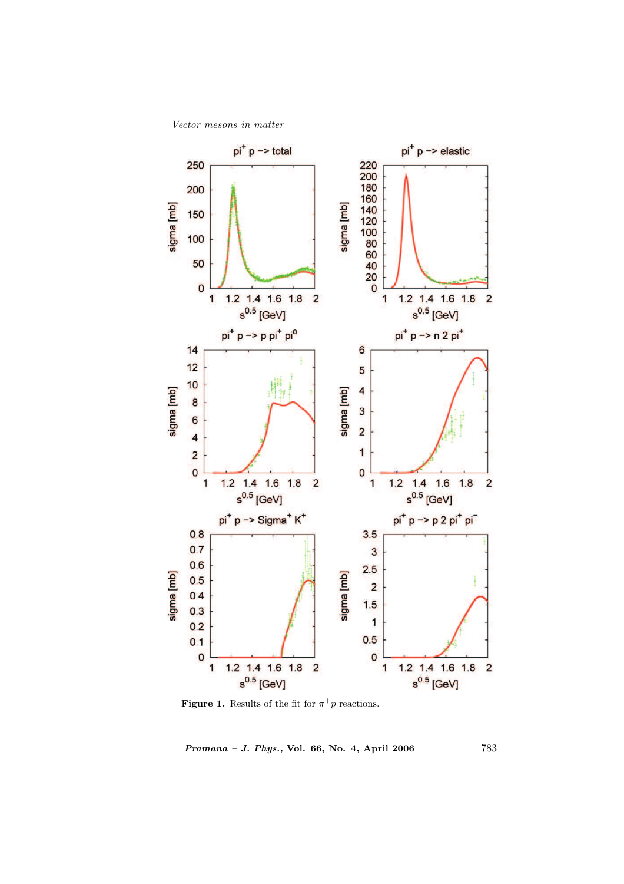**Figure 1.** Results of the fit for $\pi^+ p$ reactions.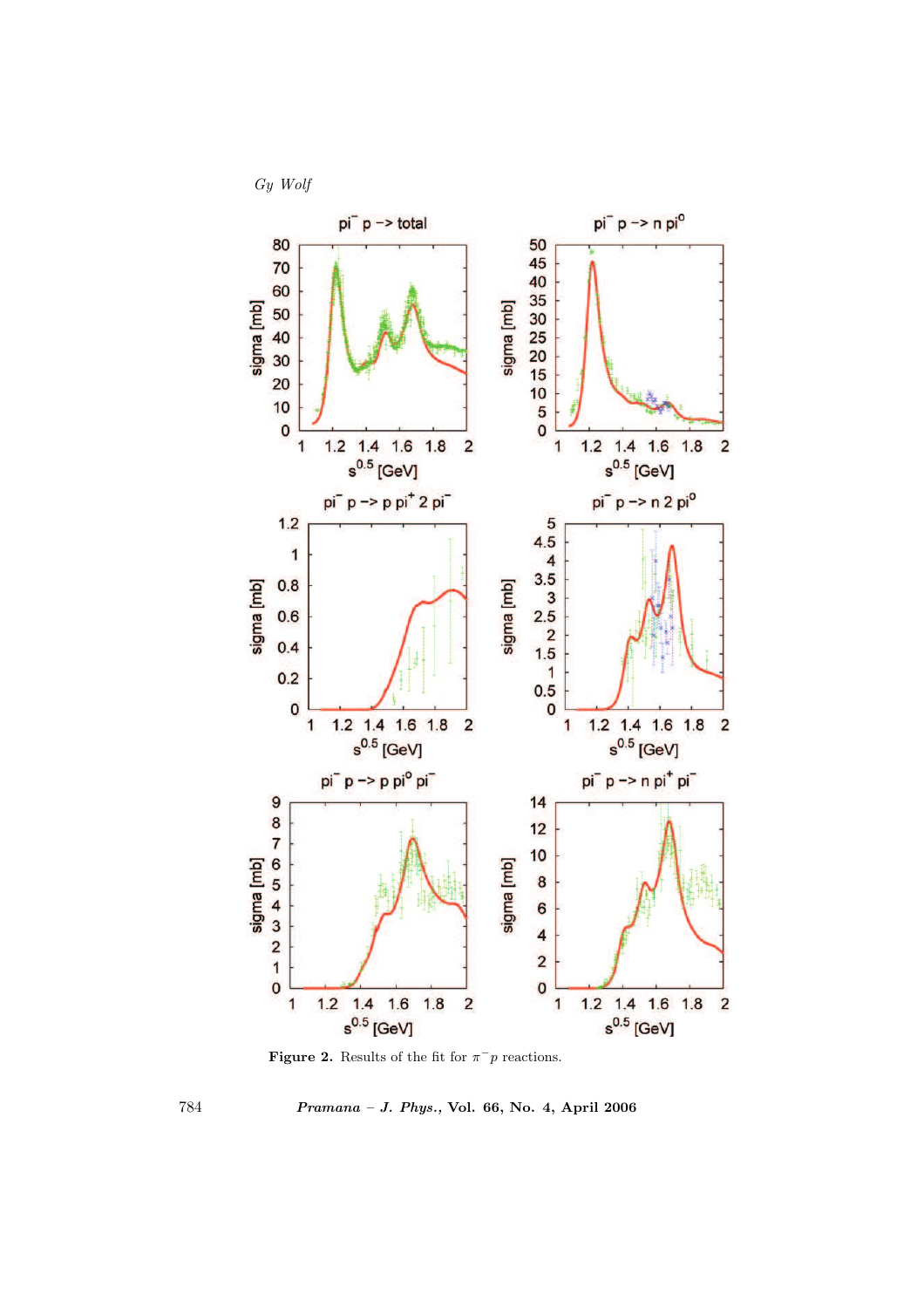**Figure 2.** Results of the fit for $\pi^- p$ reactions.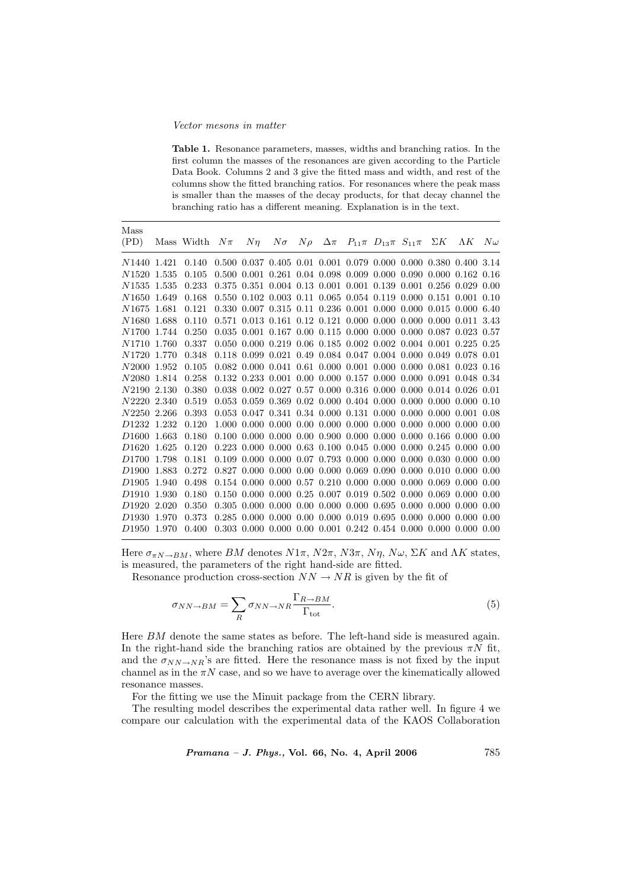**Table 1.** Resonance parameters, masses, widths and branching ratios. In the first column the masses of the resonances are given according to the Particle Data Book. Columns 2 and 3 give the fitted mass and width, and rest of the columns show the fitted branching ratios. For resonances where the peak mass is smaller than the masses of the decay products, for that decay channel the branching ratio has a different meaning. Explanation is in the text.

| Mass (PD) | Mass | Width | $N\pi$ | $N\eta$ | $N\sigma$ | $N\rho$ | $\Delta\pi$ | $P_{11}\pi$ | $D_{13}\pi$ | $S_{11}\pi$ | $\Sigma K$ | $\Lambda K$ | $N\omega$ |
|---|---|---|---|---|---|---|---|---|---|---|---|---|---|
| $N1440$ | 1.421 | 0.140 | 0.500 | 0.037 | 0.405 | 0.01 | 0.001 | 0.079 | 0.000 | 0.000 | 0.380 | 0.400 | 3.14 |
| $N1520$ | 1.535 | 0.105 | 0.500 | 0.001 | 0.261 | 0.04 | 0.098 | 0.009 | 0.000 | 0.090 | 0.000 | 0.162 | 0.16 |
| $N1535$ | 1.535 | 0.233 | 0.375 | 0.351 | 0.004 | 0.13 | 0.001 | 0.001 | 0.139 | 0.001 | 0.256 | 0.029 | 0.00 |
| $N1650$ | 1.649 | 0.168 | 0.550 | 0.102 | 0.003 | 0.11 | 0.065 | 0.054 | 0.119 | 0.000 | 0.151 | 0.001 | 0.10 |
| $N1675$ | 1.681 | 0.121 | 0.330 | 0.007 | 0.315 | 0.11 | 0.236 | 0.001 | 0.000 | 0.000 | 0.015 | 0.000 | 6.40 |
| $N1680$ | 1.688 | 0.110 | 0.571 | 0.013 | 0.161 | 0.12 | 0.121 | 0.000 | 0.000 | 0.000 | 0.000 | 0.011 | 3.43 |
| $N1700$ | 1.744 | 0.250 | 0.035 | 0.001 | 0.167 | 0.00 | 0.115 | 0.000 | 0.000 | 0.000 | 0.087 | 0.023 | 0.57 |
| $N1710$ | 1.760 | 0.337 | 0.050 | 0.000 | 0.219 | 0.06 | 0.185 | 0.002 | 0.002 | 0.004 | 0.001 | 0.225 | 0.25 |
| $N1720$ | 1.770 | 0.348 | 0.118 | 0.099 | 0.021 | 0.49 | 0.084 | 0.047 | 0.004 | 0.000 | 0.049 | 0.078 | 0.01 |
| $N2000$ | 1.952 | 0.105 | 0.082 | 0.000 | 0.041 | 0.61 | 0.000 | 0.001 | 0.000 | 0.000 | 0.081 | 0.023 | 0.16 |
| $N2080$ | 1.814 | 0.258 | 0.132 | 0.233 | 0.001 | 0.00 | 0.000 | 0.157 | 0.000 | 0.000 | 0.091 | 0.048 | 0.34 |
| $N2190$ | 2.130 | 0.380 | 0.038 | 0.002 | 0.027 | 0.57 | 0.000 | 0.316 | 0.000 | 0.000 | 0.014 | 0.026 | 0.01 |
| $N2220$ | 2.340 | 0.519 | 0.053 | 0.059 | 0.369 | 0.02 | 0.000 | 0.404 | 0.000 | 0.000 | 0.000 | 0.000 | 0.10 |
| $N2250$ | 2.266 | 0.393 | 0.053 | 0.047 | 0.341 | 0.34 | 0.000 | 0.131 | 0.000 | 0.000 | 0.000 | 0.001 | 0.08 |
| $D1232$ | 1.232 | 0.120 | 1.000 | 0.000 | 0.000 | 0.00 | 0.000 | 0.000 | 0.000 | 0.000 | 0.000 | 0.000 | 0.00 |
| $D1600$ | 1.663 | 0.180 | 0.100 | 0.000 | 0.000 | 0.00 | 0.900 | 0.000 | 0.000 | 0.000 | 0.166 | 0.000 | 0.00 |
| $D1620$ | 1.625 | 0.120 | 0.223 | 0.000 | 0.000 | 0.63 | 0.100 | 0.045 | 0.000 | 0.000 | 0.245 | 0.000 | 0.00 |
| $D1700$ | 1.798 | 0.181 | 0.109 | 0.000 | 0.000 | 0.07 | 0.793 | 0.000 | 0.000 | 0.000 | 0.030 | 0.000 | 0.00 |
| $D1900$ | 1.883 | 0.272 | 0.827 | 0.000 | 0.000 | 0.00 | 0.000 | 0.069 | 0.090 | 0.000 | 0.010 | 0.000 | 0.00 |
| $D1905$ | 1.940 | 0.498 | 0.154 | 0.000 | 0.000 | 0.57 | 0.210 | 0.000 | 0.000 | 0.000 | 0.069 | 0.000 | 0.00 |
| $D1910$ | 1.930 | 0.180 | 0.150 | 0.000 | 0.000 | 0.25 | 0.007 | 0.019 | 0.502 | 0.000 | 0.069 | 0.000 | 0.00 |
| $D1920$ | 2.020 | 0.350 | 0.305 | 0.000 | 0.000 | 0.00 | 0.000 | 0.000 | 0.695 | 0.000 | 0.000 | 0.000 | 0.00 |
| $D1930$ | 1.970 | 0.373 | 0.285 | 0.000 | 0.000 | 0.00 | 0.000 | 0.019 | 0.695 | 0.000 | 0.000 | 0.000 | 0.00 |
| $D1950$ | 1.970 | 0.400 | 0.303 | 0.000 | 0.000 | 0.00 | 0.001 | 0.242 | 0.454 | 0.000 | 0.000 | 0.000 | 0.00 |

Here $\sigma_{\pi N \to BM}$, where $BM$ denotes $N1\pi$, $N2\pi$, $N3\pi$, $N\eta$, $N\omega$, $\Sigma K$ and $\Lambda K$ states, is measured, the parameters of the right hand-side are fitted.

Resonance production cross-section $NN \to NR$ is given by the fit of

$$\sigma_{NN\to BM} = \sum_R \sigma_{NN\to NR} \frac{\Gamma_{R\to BM}}{\Gamma_{\rm tot}}. \tag{5}$$

Here $BM$ denote the same states as before. The left-hand side is measured again. In the right-hand side the branching ratios are obtained by the previous $\pi N$ fit, and the $\sigma_{NN\to NR}$'s are fitted. Here the resonance mass is not fixed by the input channel as in the $\pi N$ case, and so we have to average over the kinematically allowed resonance masses.

For the fitting we use the Minuit package from the CERN library.

The resulting model describes the experimental data rather well. In figure 4 we compare our calculation with the experimental data of the KAOS Collaboration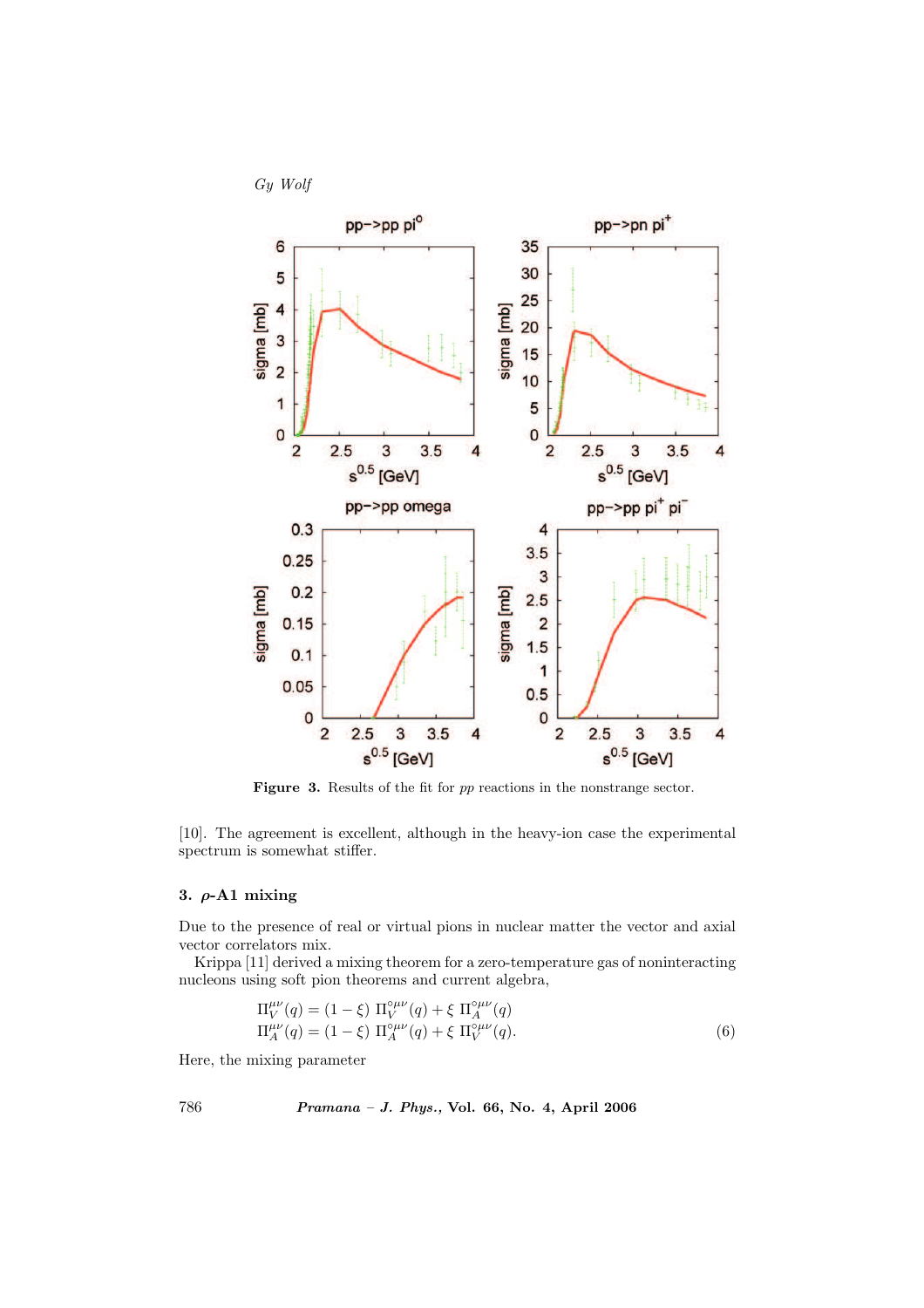**Figure 3.** Results of the fit for *pp* reactions in the nonstrange sector.

[10]. The agreement is excellent, although in the heavy-ion case the experimental spectrum is somewhat stiffer.

## 3. $\rho$-A1 mixing

Due to the presence of real or virtual pions in nuclear matter the vector and axial vector correlators mix.

Krippa [11] derived a mixing theorem for a zero-temperature gas of noninteracting nucleons using soft pion theorems and current algebra,

$$\Pi_V^{\mu\nu}(q) = (1-\xi)\ \Pi_V^{\circ\mu\nu}(q) + \xi\ \Pi_A^{\circ\mu\nu}(q)$$
$$\Pi_A^{\mu\nu}(q) = (1-\xi)\ \Pi_A^{\circ\mu\nu}(q) + \xi\ \Pi_V^{\circ\mu\nu}(q). \tag{6}$$

Here, the mixing parameter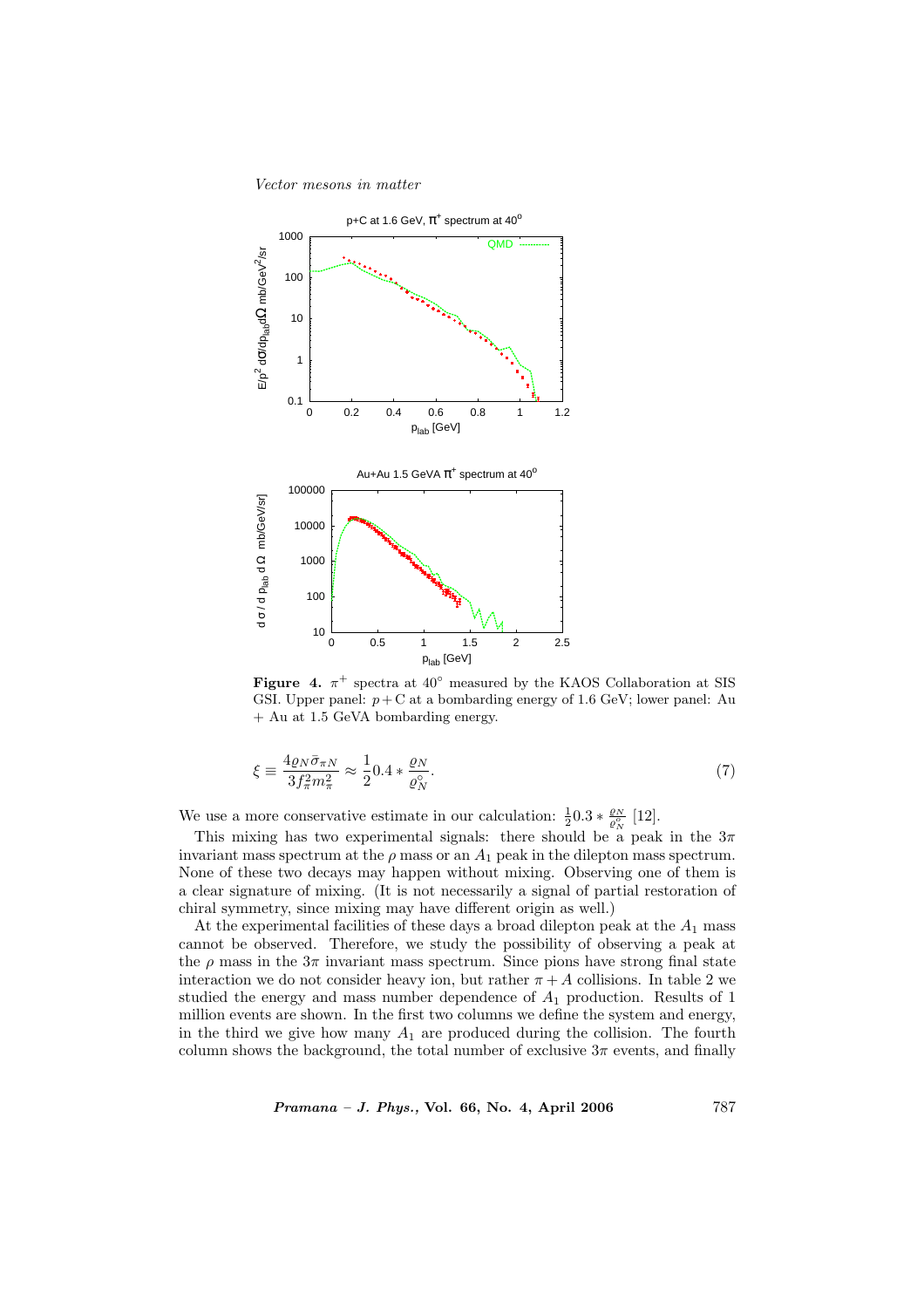**Figure 4.** $\pi^+$ spectra at $40^\circ$ measured by the KAOS Collaboration at SIS GSI. Upper panel: $p + \mathrm{C}$ at a bombarding energy of 1.6 GeV; lower panel: Au + Au at 1.5 GeVA bombarding energy.

$$\xi \equiv \frac{4\varrho_N \bar{\sigma}_{\pi N}}{3 f_\pi^2 m_\pi^2} \approx \frac{1}{2} 0.4 * \frac{\varrho_N}{\varrho_N^\circ}. \tag{7}$$

We use a more conservative estimate in our calculation: $\frac{1}{2}0.3 * \frac{\varrho_N}{\varrho_N^\circ}$ [12].

This mixing has two experimental signals: there should be a peak in the $3\pi$ invariant mass spectrum at the $\rho$ mass or an $A_1$ peak in the dilepton mass spectrum. None of these two decays may happen without mixing. Observing one of them is a clear signature of mixing. (It is not necessarily a signal of partial restoration of chiral symmetry, since mixing may have different origin as well.)

At the experimental facilities of these days a broad dilepton peak at the $A_1$ mass cannot be observed. Therefore, we study the possibility of observing a peak at the $\rho$ mass in the $3\pi$ invariant mass spectrum. Since pions have strong final state interaction we do not consider heavy ion, but rather $\pi + A$ collisions. In table 2 we studied the energy and mass number dependence of $A_1$ production. Results of 1 million events are shown. In the first two columns we define the system and energy, in the third we give how many $A_1$ are produced during the collision. The fourth column shows the background, the total number of exclusive $3\pi$ events, and finally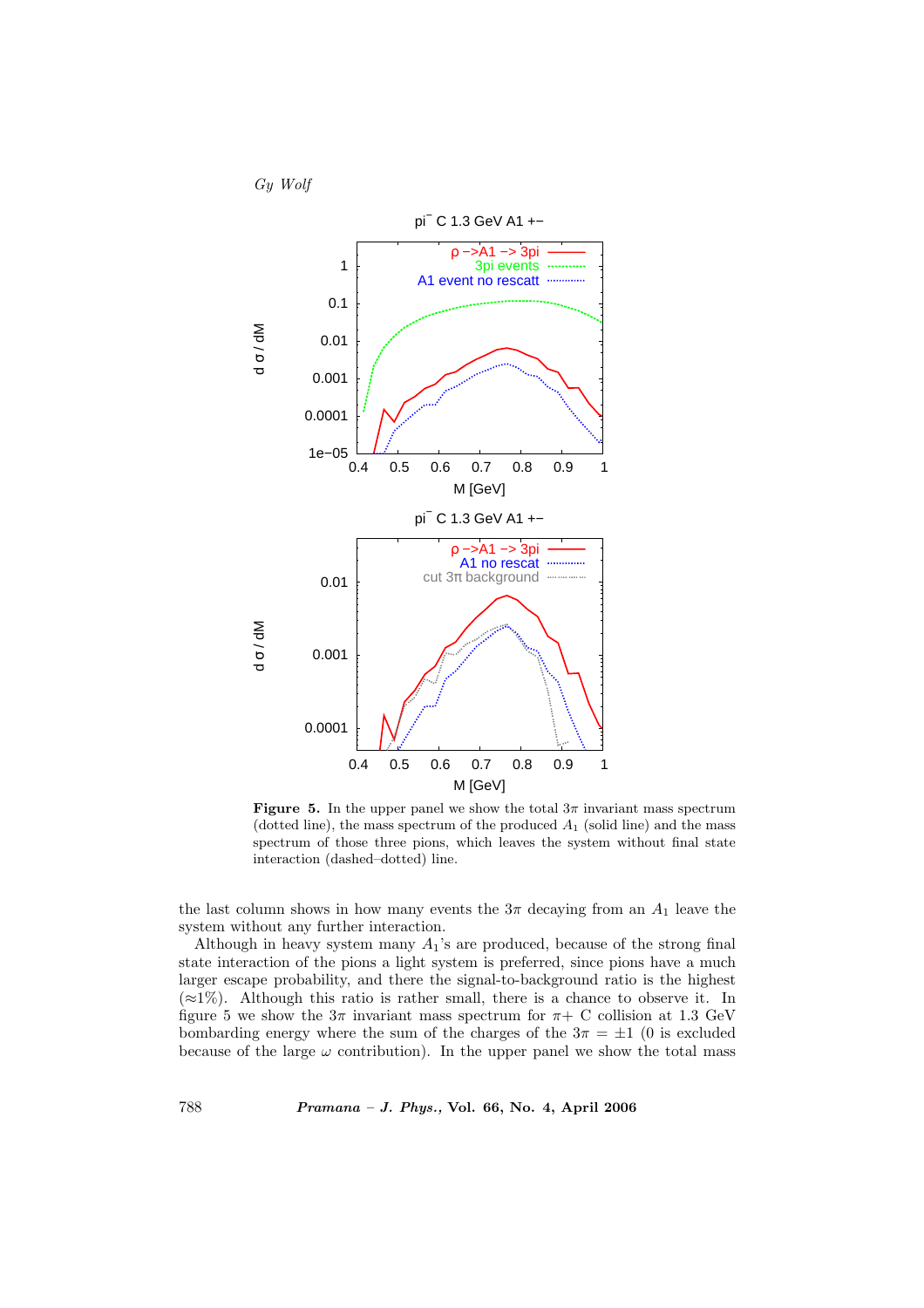**Figure 5.** In the upper panel we show the total $3\pi$ invariant mass spectrum (dotted line), the mass spectrum of the produced $A_1$ (solid line) and the mass spectrum of those three pions, which leaves the system without final state interaction (dashed–dotted) line.

the last column shows in how many events the $3\pi$ decaying from an $A_1$ leave the system without any further interaction.

Although in heavy system many $A_1$'s are produced, because of the strong final state interaction of the pions a light system is preferred, since pions have a much larger escape probability, and there the signal-to-background ratio is the highest ($\approx$1%). Although this ratio is rather small, there is a chance to observe it. In figure 5 we show the $3\pi$ invariant mass spectrum for $\pi+$ C collision at 1.3 GeV bombarding energy where the sum of the charges of the $3\pi = \pm 1$ (0 is excluded because of the large $\omega$ contribution). In the upper panel we show the total mass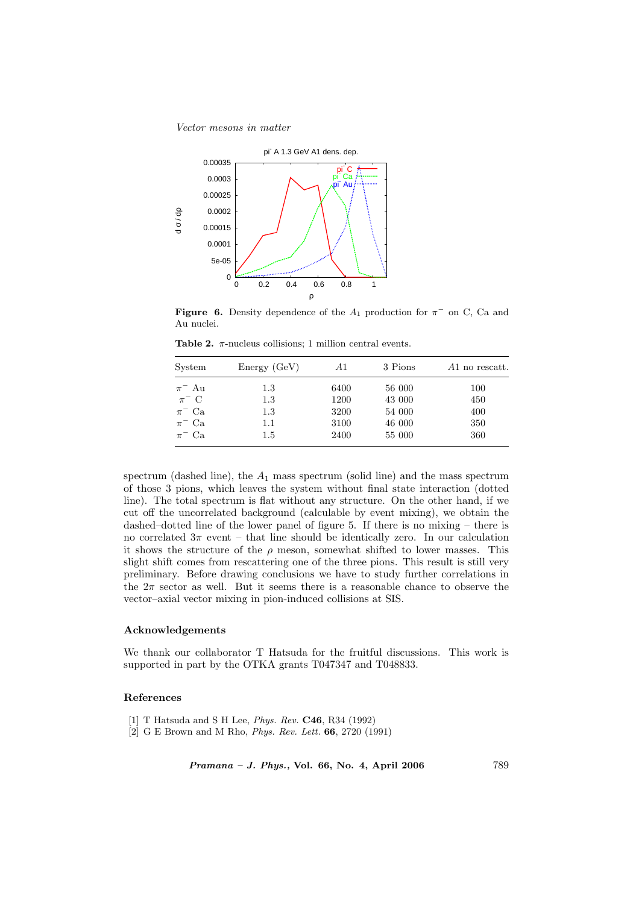**Figure 6.** Density dependence of the $A_1$ production for $\pi^-$ on C, Ca and Au nuclei.

**Table 2.** $\pi$-nucleus collisions; 1 million central events.

| System | Energy (GeV) | $A1$ | 3 Pions | $A1$ no rescatt. |
|---|---|---|---|---|
| $\pi^-$ Au | 1.3 | 6400 | 56 000 | 100 |
| $\pi^-$ C | 1.3 | 1200 | 43 000 | 450 |
| $\pi^-$ Ca | 1.3 | 3200 | 54 000 | 400 |
| $\pi^-$ Ca | 1.1 | 3100 | 46 000 | 350 |
| $\pi^-$ Ca | 1.5 | 2400 | 55 000 | 360 |

spectrum (dashed line), the $A_1$ mass spectrum (solid line) and the mass spectrum of those 3 pions, which leaves the system without final state interaction (dotted line). The total spectrum is flat without any structure. On the other hand, if we cut off the uncorrelated background (calculable by event mixing), we obtain the dashed–dotted line of the lower panel of figure 5. If there is no mixing – there is no correlated $3\pi$ event – that line should be identically zero. In our calculation it shows the structure of the $\rho$ meson, somewhat shifted to lower masses. This slight shift comes from rescattering one of the three pions. This result is still very preliminary. Before drawing conclusions we have to study further correlations in the $2\pi$ sector as well. But it seems there is a reasonable chance to observe the vector–axial vector mixing in pion-induced collisions at SIS.

## Acknowledgements

We thank our collaborator T Hatsuda for the fruitful discussions. This work is supported in part by the OTKA grants T047347 and T048833.

## References

[1] T Hatsuda and S H Lee, *Phys. Rev.* **C46**, R34 (1992)

[2] G E Brown and M Rho, *Phys. Rev. Lett.* **66**, 2720 (1991)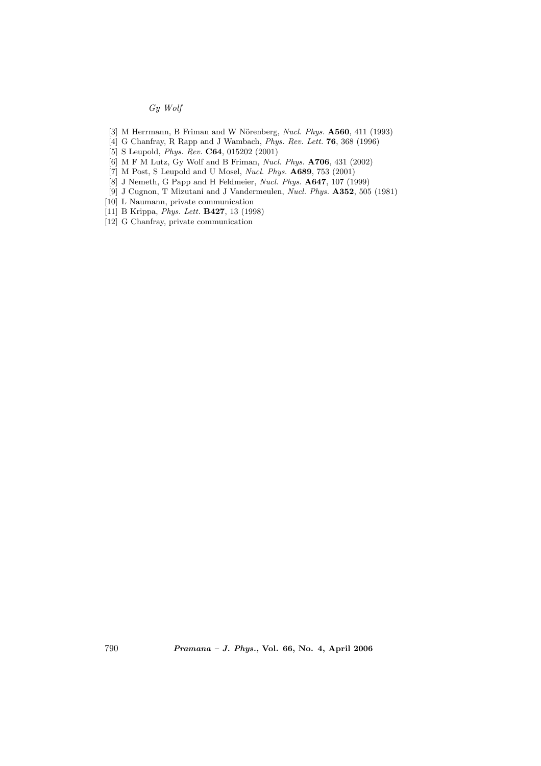[3] M Herrmann, B Friman and W Nörenberg, *Nucl. Phys.* **A560**, 411 (1993)
[4] G Chanfray, R Rapp and J Wambach, *Phys. Rev. Lett.* **76**, 368 (1996)
[5] S Leupold, *Phys. Rev.* **C64**, 015202 (2001)
[6] M F M Lutz, Gy Wolf and B Friman, *Nucl. Phys.* **A706**, 431 (2002)
[7] M Post, S Leupold and U Mosel, *Nucl. Phys.* **A689**, 753 (2001)
[8] J Nemeth, G Papp and H Feldmeier, *Nucl. Phys.* **A647**, 107 (1999)
[9] J Cugnon, T Mizutani and J Vandermeulen, *Nucl. Phys.* **A352**, 505 (1981)
[10] L Naumann, private communication
[11] B Krippa, *Phys. Lett.* **B427**, 13 (1998)
[12] G Chanfray, private communication